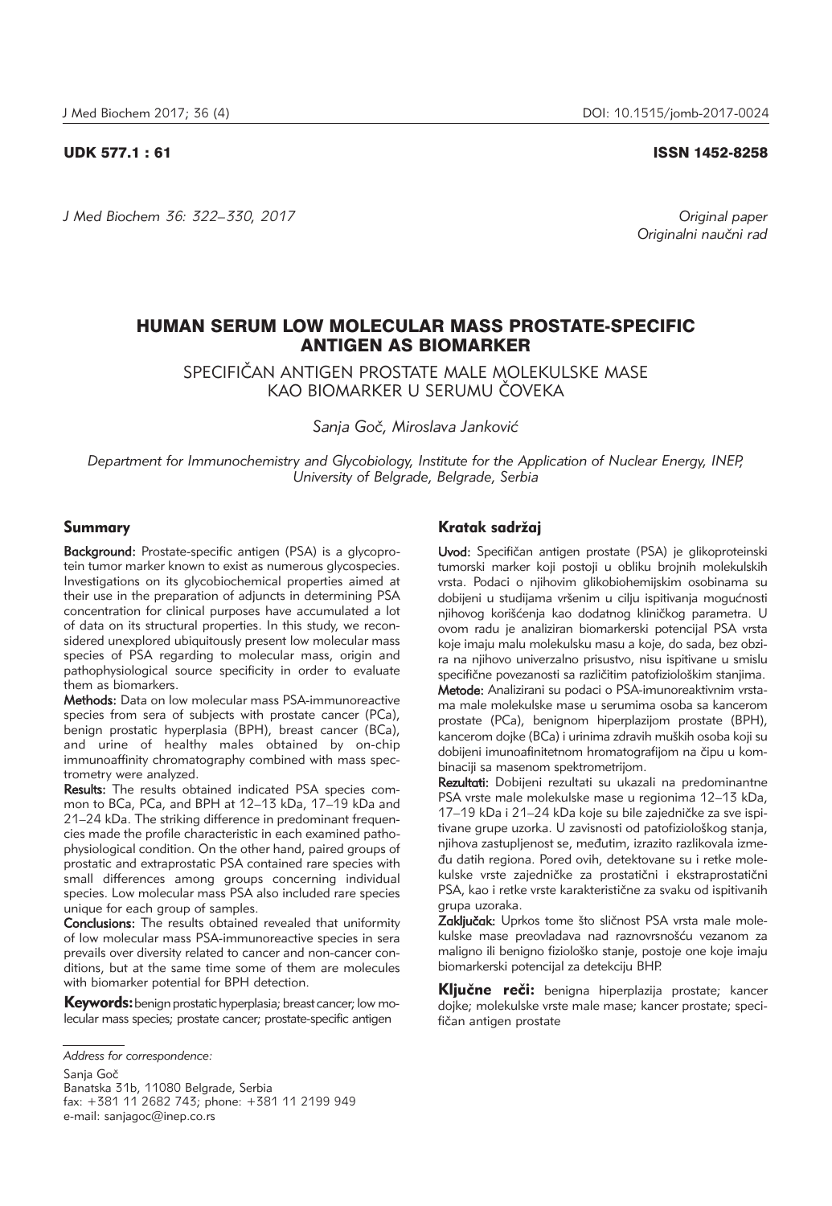UDK 577.1 : 61 ISSN 1452-8258

*Original paper*
*Originalni naučni rad*

# HUMAN SERUM LOW MOLECULAR MASS PROSTATE-SPECIFIC ANTIGEN AS BIOMARKER

## SPECIFIČAN ANTIGEN PROSTATE MALE MOLEKULSKE MASE KAO BIOMARKER U SERUMU ČOVEKA

*Sanja Goč, Miroslava Janković*

*Department for Immunochemistry and Glycobiology, Institute for the Application of Nuclear Energy, INEP, University of Belgrade, Belgrade, Serbia*

### Summary

**Background:** Prostate-specific antigen (PSA) is a glycoprotein tumor marker known to exist as numerous glycospecies. Investigations on its glycobiochemical properties aimed at their use in the preparation of adjuncts in determining PSA concentration for clinical purposes have accumulated a lot of data on its structural properties. In this study, we reconsidered unexplored ubiquitously present low molecular mass species of PSA regarding to molecular mass, origin and pathophysiological source specificity in order to evaluate them as biomarkers.

**Methods:** Data on low molecular mass PSA-immunoreactive species from sera of subjects with prostate cancer (PCa), benign prostatic hyperplasia (BPH), breast cancer (BCa), and urine of healthy males obtained by on-chip immunoaffinity chromatography combined with mass spectrometry were analyzed.

**Results:** The results obtained indicated PSA species common to BCa, PCa, and BPH at 12–13 kDa, 17–19 kDa and 21–24 kDa. The striking difference in predominant frequencies made the profile characteristic in each examined pathophysiological condition. On the other hand, paired groups of prostatic and extraprostatic PSA contained rare species with small differences among groups concerning individual species. Low molecular mass PSA also included rare species unique for each group of samples.

**Conclusions:** The results obtained revealed that uniformity of low molecular mass PSA-immunoreactive species in sera prevails over diversity related to cancer and non-cancer conditions, but at the same time some of them are molecules with biomarker potential for BPH detection.

**Keywords:** benign prostatic hyperplasia; breast cancer; low molecular mass species; prostate cancer; prostate-specific antigen

### Kratak sadržaj

**Uvod:** Specifičan antigen prostate (PSA) je glikoproteinski tumorski marker koji postoji u obliku brojnih molekulskih vrsta. Podaci o njihovim glikobiohemijskim osobinama su dobijeni u studijama vršenim u cilju ispitivanja mogućnosti njihovog korišćenja kao dodatnog kliničkog parametra. U ovom radu je analiziran biomarkerski potencijal PSA vrsta koje imaju malu molekulsku masu a koje, do sada, bez obzira na njihovo univerzalno prisustvo, nisu ispitivane u smislu specifične povezanosti sa različitim patofiziološkim stanjima.

**Metode:** Analizirani su podaci o PSA-imunoreaktivnim vrstama male molekulske mase u serumima osoba sa kancerom prostate (PCa), benignom hiperplazijom prostate (BPH), kancerom dojke (BCa) i urinima zdravih muških osoba koji su dobijeni imunoafinitetnom hromatografijom na čipu u kombinaciji sa masenom spektrometrijom.

**Rezultati:** Dobijeni rezultati su ukazali na predominantne PSA vrste male molekulske mase u regionima 12–13 kDa, 17–19 kDa i 21–24 kDa koje su bile zajedničke za sve ispitivane grupe uzorka. U zavisnosti od patofiziološkog stanja, njihova zastupljenost se, međutim, izrazito razlikovala između datih regiona. Pored ovih, detektovane su i retke molekulske vrste zajedničke za prostatični i ekstraprostatični PSA, kao i retke vrste karakteristične za svaku od ispitivanih grupa uzoraka.

**Zaključak:** Uprkos tome što sličnost PSA vrsta male molekulske mase preovladava nad raznovrsnošću vezanom za maligno ili benigno fiziološko stanje, postoje one koje imaju biomarkerski potencijal za detekciju BHP.

**Ključne reči:** benigna hiperplazija prostate; kancer dojke; molekulske vrste male mase; kancer prostate; specifičan antigen prostate

*Address for correspondence:*

Sanja Goč
Banatska 31b, 11080 Belgrade, Serbia
fax: +381 11 2682 743; phone: +381 11 2199 949
e-mail: sanjagoc@inep.co.rs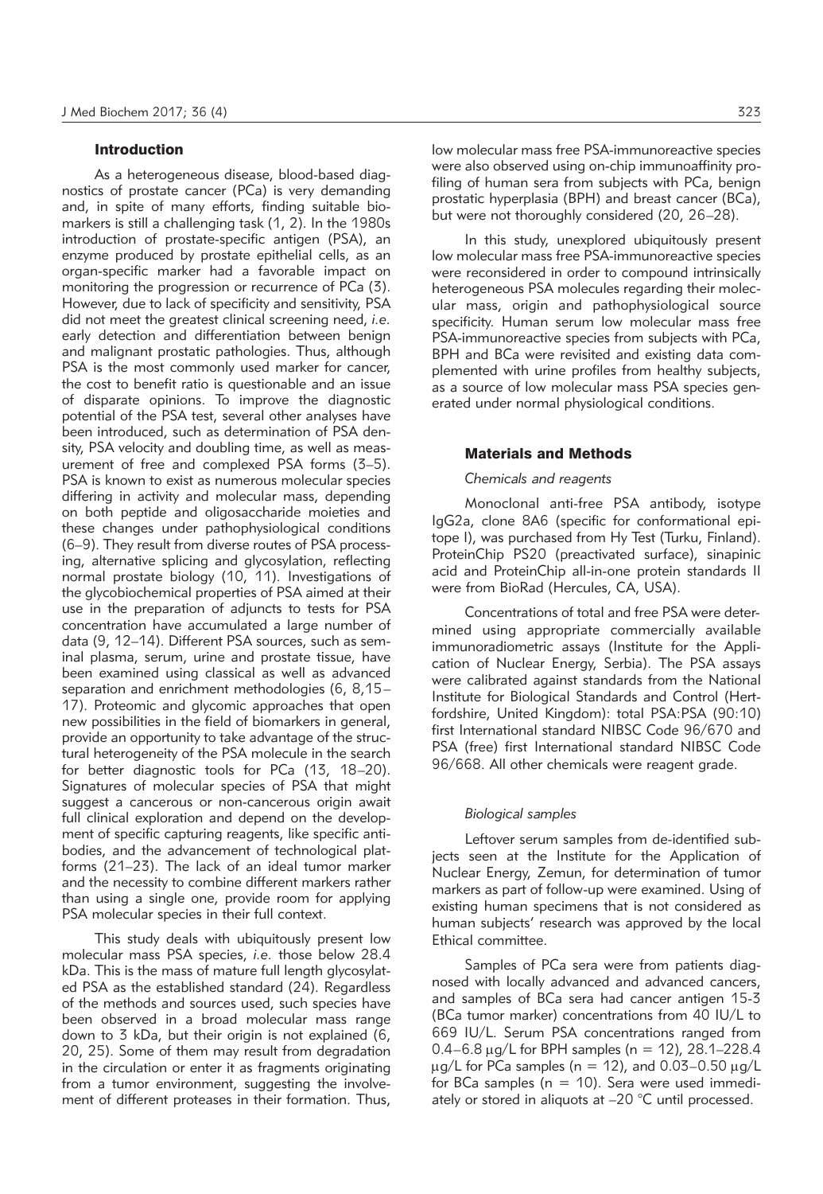## Introduction

As a heterogeneous disease, blood-based diagnostics of prostate cancer (PCa) is very demanding and, in spite of many efforts, finding suitable biomarkers is still a challenging task (1, 2). In the 1980s introduction of prostate-specific antigen (PSA), an enzyme produced by prostate epithelial cells, as an organ-specific marker had a favorable impact on monitoring the progression or recurrence of PCa (3). However, due to lack of specificity and sensitivity, PSA did not meet the greatest clinical screening need, *i.e.* early detection and differentiation between benign and malignant prostatic pathologies. Thus, although PSA is the most commonly used marker for cancer, the cost to benefit ratio is questionable and an issue of disparate opinions. To improve the diagnostic potential of the PSA test, several other analyses have been introduced, such as determination of PSA density, PSA velocity and doubling time, as well as measurement of free and complexed PSA forms (3–5). PSA is known to exist as numerous molecular species differing in activity and molecular mass, depending on both peptide and oligosaccharide moieties and these changes under pathophysiological conditions (6–9). They result from diverse routes of PSA processing, alternative splicing and glycosylation, reflecting normal prostate biology (10, 11). Investigations of the glycobiochemical properties of PSA aimed at their use in the preparation of adjuncts to tests for PSA concentration have accumulated a large number of data (9, 12–14). Different PSA sources, such as seminal plasma, serum, urine and prostate tissue, have been examined using classical as well as advanced separation and enrichment methodologies (6, 8,15–17). Proteomic and glycomic approaches that open new possibilities in the field of biomarkers in general, provide an opportunity to take advantage of the structural heterogeneity of the PSA molecule in the search for better diagnostic tools for PCa (13, 18–20). Signatures of molecular species of PSA that might suggest a cancerous or non-cancerous origin await full clinical exploration and depend on the development of specific capturing reagents, like specific antibodies, and the advancement of technological platforms (21–23). The lack of an ideal tumor marker and the necessity to combine different markers rather than using a single one, provide room for applying PSA molecular species in their full context.

This study deals with ubiquitously present low molecular mass PSA species, *i.e.* those below 28.4 kDa. This is the mass of mature full length glycosylated PSA as the established standard (24). Regardless of the methods and sources used, such species have been observed in a broad molecular mass range down to 3 kDa, but their origin is not explained (6, 20, 25). Some of them may result from degradation in the circulation or enter it as fragments originating from a tumor environment, suggesting the involvement of different proteases in their formation. Thus, low molecular mass free PSA-immunoreactive species were also observed using on-chip immunoaffinity profiling of human sera from subjects with PCa, benign prostatic hyperplasia (BPH) and breast cancer (BCa), but were not thoroughly considered (20, 26–28).

In this study, unexplored ubiquitously present low molecular mass free PSA-immunoreactive species were reconsidered in order to compound intrinsically heterogeneous PSA molecules regarding their molecular mass, origin and pathophysiological source specificity. Human serum low molecular mass free PSA-immunoreactive species from subjects with PCa, BPH and BCa were revisited and existing data complemented with urine profiles from healthy subjects, as a source of low molecular mass PSA species generated under normal physiological conditions.

## Materials and Methods

### *Chemicals and reagents*

Monoclonal anti-free PSA antibody, isotype IgG2a, clone 8A6 (specific for conformational epitope I), was purchased from Hy Test (Turku, Finland). ProteinChip PS20 (preactivated surface), sinapinic acid and ProteinChip all-in-one protein standards II were from BioRad (Hercules, CA, USA).

Concentrations of total and free PSA were determined using appropriate commercially available immunoradiometric assays (Institute for the Application of Nuclear Energy, Serbia). The PSA assays were calibrated against standards from the National Institute for Biological Standards and Control (Hertfordshire, United Kingdom): total PSA:PSA (90:10) first International standard NIBSC Code 96/670 and PSA (free) first International standard NIBSC Code 96/668. All other chemicals were reagent grade.

### *Biological samples*

Leftover serum samples from de-identified subjects seen at the Institute for the Application of Nuclear Energy, Zemun, for determination of tumor markers as part of follow-up were examined. Using of existing human specimens that is not considered as human subjects' research was approved by the local Ethical committee.

Samples of PCa sera were from patients diagnosed with locally advanced and advanced cancers, and samples of BCa sera had cancer antigen 15-3 (BCa tumor marker) concentrations from 40 IU/L to 669 IU/L. Serum PSA concentrations ranged from 0.4–6.8 μg/L for BPH samples (n = 12), 28.1–228.4 μg/L for PCa samples (n = 12), and 0.03–0.50 μg/L for BCa samples (n = 10). Sera were used immediately or stored in aliquots at –20 °C until processed.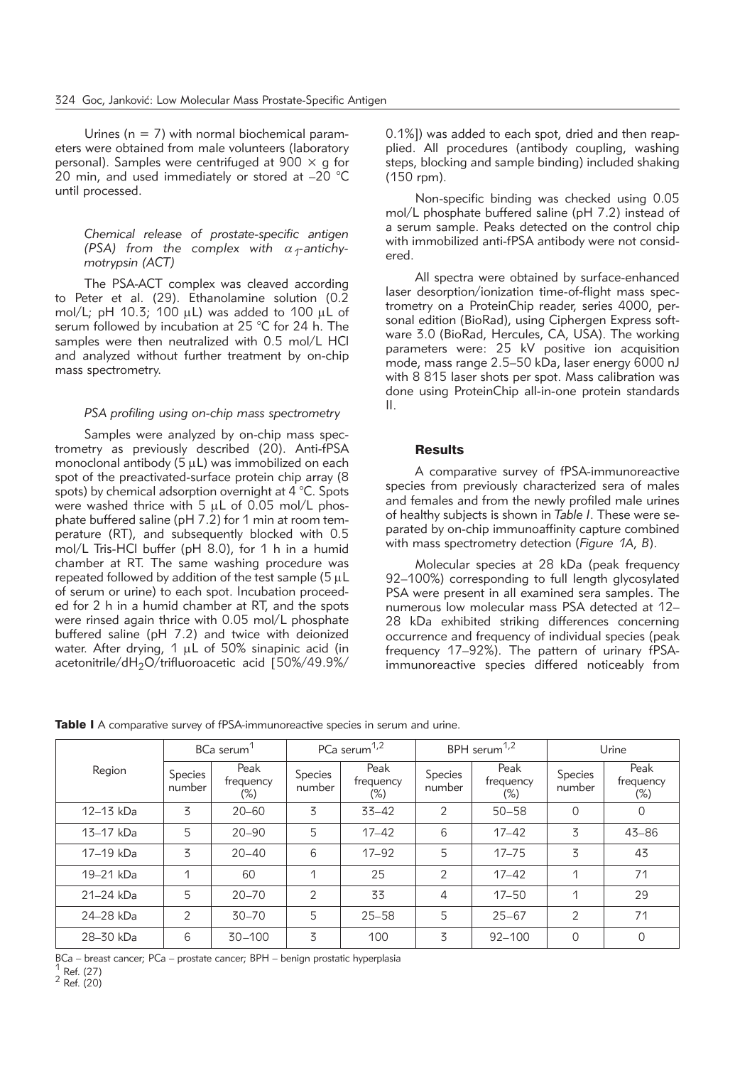Urines (n = 7) with normal biochemical parameters were obtained from male volunteers (laboratory personal). Samples were centrifuged at 900 × g for 20 min, and used immediately or stored at –20 °C until processed.

### *Chemical release of prostate-specific antigen (PSA) from the complex with $\alpha_1$-antichymotrypsin (ACT)*

The PSA-ACT complex was cleaved according to Peter et al. (29). Ethanolamine solution (0.2 mol/L; pH 10.3; 100 μL) was added to 100 μL of serum followed by incubation at 25 °C for 24 h. The samples were then neutralized with 0.5 mol/L HCl and analyzed without further treatment by on-chip mass spectrometry.

### *PSA profiling using on-chip mass spectrometry*

Samples were analyzed by on-chip mass spectrometry as previously described (20). Anti-fPSA monoclonal antibody (5 μL) was immobilized on each spot of the preactivated-surface protein chip array (8 spots) by chemical adsorption overnight at 4 °C. Spots were washed thrice with 5 μL of 0.05 mol/L phosphate buffered saline (pH 7.2) for 1 min at room temperature (RT), and subsequently blocked with 0.5 mol/L Tris-HCl buffer (pH 8.0), for 1 h in a humid chamber at RT. The same washing procedure was repeated followed by addition of the test sample (5 μL of serum or urine) to each spot. Incubation proceeded for 2 h in a humid chamber at RT, and the spots were rinsed again thrice with 0.05 mol/L phosphate buffered saline (pH 7.2) and twice with deionized water. After drying, 1 μL of 50% sinapinic acid (in acetonitrile/d$H_2O$/trifluoroacetic acid [50%/49.9%/0.1%]) was added to each spot, dried and then reapplied. All procedures (antibody coupling, washing steps, blocking and sample binding) included shaking (150 rpm).

Non-specific binding was checked using 0.05 mol/L phosphate buffered saline (pH 7.2) instead of a serum sample. Peaks detected on the control chip with immobilized anti-fPSA antibody were not considered.

All spectra were obtained by surface-enhanced laser desorption/ionization time-of-flight mass spectrometry on a ProteinChip reader, series 4000, personal edition (BioRad), using Ciphergen Express software 3.0 (BioRad, Hercules, CA, USA). The working parameters were: 25 kV positive ion acquisition mode, mass range 2.5–50 kDa, laser energy 6000 nJ with 8 815 laser shots per spot. Mass calibration was done using ProteinChip all-in-one protein standards II.

## Results

A comparative survey of fPSA-immunoreactive species from previously characterized sera of males and females and from the newly profiled male urines of healthy subjects is shown in *Table I*. These were separated by on-chip immunoaffinity capture combined with mass spectrometry detection (*Figure 1A, B*).

Molecular species at 28 kDa (peak frequency 92–100%) corresponding to full length glycosylated PSA were present in all examined sera samples. The numerous low molecular mass PSA detected at 12–28 kDa exhibited striking differences concerning occurrence and frequency of individual species (peak frequency 17–92%). The pattern of urinary fPSA-immunoreactive species differed noticeably from

**Table I** A comparative survey of fPSA-immunoreactive species in serum and urine.

| Region | BCa serum[1] | | PCa serum[1,2] | | BPH serum[1,2] | | Urine | |
|---|---|---|---|---|---|---|---|---|
| | Species number | Peak frequency (%) | Species number | Peak frequency (%) | Species number | Peak frequency (%) | Species number | Peak frequency (%) |
| 12–13 kDa | 3 | 20–60 | 3 | 33–42 | 2 | 50–58 | 0 | 0 |
| 13–17 kDa | 5 | 20–90 | 5 | 17–42 | 6 | 17–42 | 3 | 43–86 |
| 17–19 kDa | 3 | 20–40 | 6 | 17–92 | 5 | 17–75 | 3 | 43 |
| 19–21 kDa | 1 | 60 | 1 | 25 | 2 | 17–42 | 1 | 71 |
| 21–24 kDa | 5 | 20–70 | 2 | 33 | 4 | 17–50 | 1 | 29 |
| 24–28 kDa | 2 | 30–70 | 5 | 25–58 | 5 | 25–67 | 2 | 71 |
| 28–30 kDa | 6 | 30–100 | 3 | 100 | 3 | 92–100 | 0 | 0 |

BCa – breast cancer; PCa – prostate cancer; BPH – benign prostatic hyperplasia
[1] Ref. (27)
[2] Ref. (20)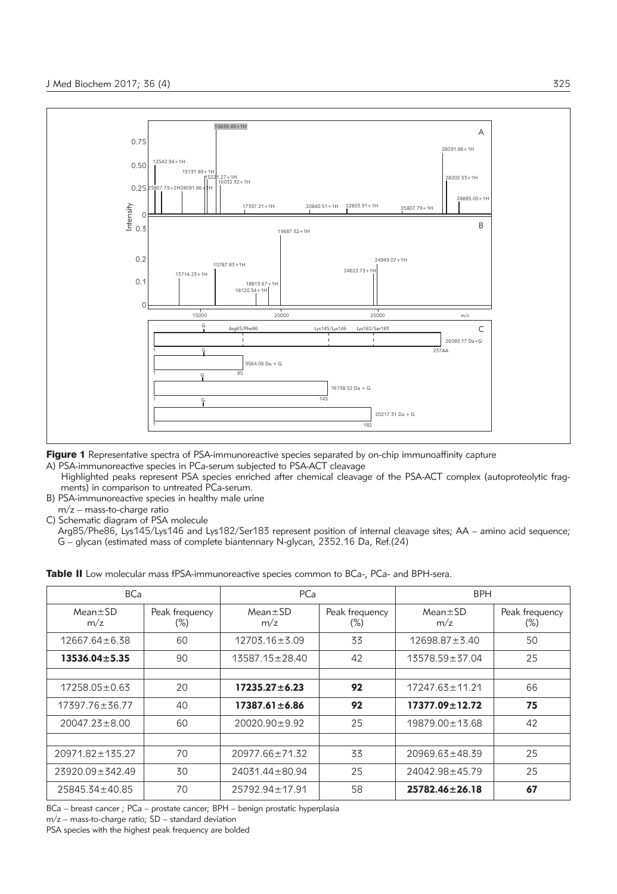**Figure 1** Representative spectra of PSA-immunoreactive species separated by on-chip immunoaffinity capture

A) PSA-immunoreactive species in PCa-serum subjected to PSA-ACT cleavage
Highlighted peaks represent PSA species enriched after chemical cleavage of the PSA-ACT complex (autoproteolytic fragments) in comparison to untreated PCa-serum.

B) PSA-immunoreactive species in healthy male urine
m/z – mass-to-charge ratio

C) Schematic diagram of PSA molecule
Arg85/Phe86, Lys145/Lys146 and Lys182/Ser183 represent position of internal cleavage sites; AA – amino acid sequence; G – glycan (estimated mass of complete biantennary N-glycan, 2352.16 Da, Ref.(24)

**Table II** Low molecular mass fPSA-immunoreactive species common to BCa-, PCa- and BPH-sera.

| BCa | | PCa | | BPH | |
|---|---|---|---|---|---|
| Mean±SD m/z | Peak frequency (%) | Mean±SD m/z | Peak frequency (%) | Mean±SD m/z | Peak frequency (%) |
| 12667.64±6.38 | 60 | 12703.16±3.09 | 33 | 12698.87±3.40 | 50 |
| **13536.04±5.35** | **90** | 13587.15±28.40 | 42 | 13578.59±37.04 | 25 |
| | | | | | |
| 17258.05±0.63 | 20 | **17235.27±6.23** | **92** | 17247.63±11.21 | 66 |
| 17397.76±36.77 | 40 | **17387.61±6.86** | **92** | **17377.09±12.72** | **75** |
| 20047.23±8.00 | 60 | 20020.90±9.92 | 25 | 19879.00±13.68 | 42 |
| | | | | | |
| 20971.82±135.27 | 70 | 20977.66±71.32 | 33 | 20969.63±48.39 | 25 |
| 23920.09±342.49 | 30 | 24031.44±80.94 | 25 | 24042.98±45.79 | 25 |
| 25845.34±40.85 | 70 | 25792.94±17.91 | 58 | **25782.46±26.18** | **67** |

BCa – breast cancer ; PCa – prostate cancer; BPH – benign prostatic hyperplasia
m/z – mass-to-charge ratio; SD – standard deviation
PSA species with the highest peak frequency are bolded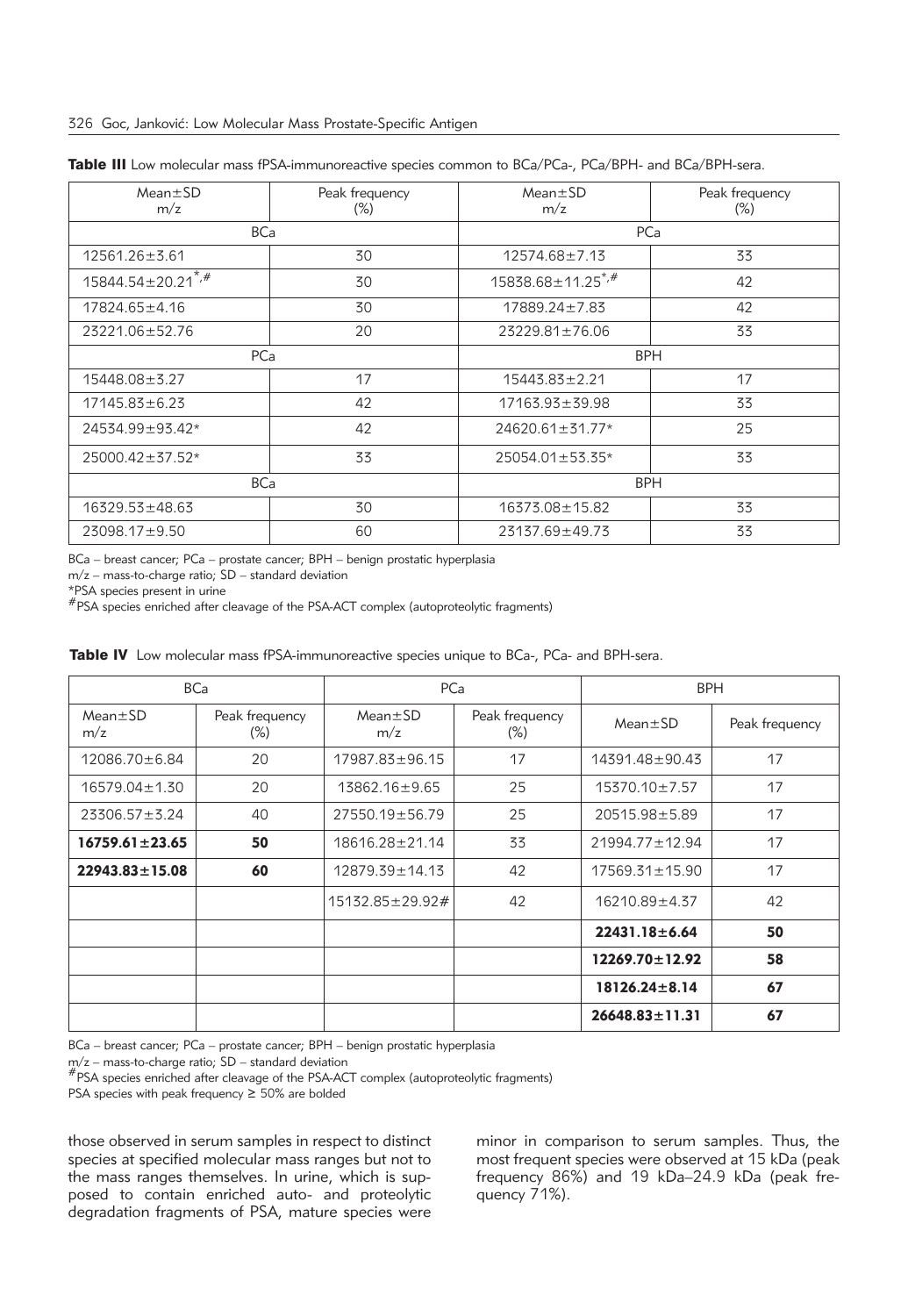**Table III** Low molecular mass fPSA-immunoreactive species common to BCa/PCa-, PCa/BPH- and BCa/BPH-sera.

| Mean±SD m/z | Peak frequency (%) | Mean±SD m/z | Peak frequency (%) |
|---|---|---|---|
| BCa | | PCa | |
| 12561.26±3.61 | 30 | 12574.68±7.13 | 33 |
| 15844.54±20.21*,# | 30 | 15838.68±11.25*,# | 42 |
| 17824.65±4.16 | 30 | 17889.24±7.83 | 42 |
| 23221.06±52.76 | 20 | 23229.81±76.06 | 33 |
| PCa | | BPH | |
| 15448.08±3.27 | 17 | 15443.83±2.21 | 17 |
| 17145.83±6.23 | 42 | 17163.93±39.98 | 33 |
| 24534.99±93.42* | 42 | 24620.61±31.77* | 25 |
| 25000.42±37.52* | 33 | 25054.01±53.35* | 33 |
| BCa | | BPH | |
| 16329.53±48.63 | 30 | 16373.08±15.82 | 33 |
| 23098.17±9.50 | 60 | 23137.69±49.73 | 33 |

BCa – breast cancer; PCa – prostate cancer; BPH – benign prostatic hyperplasia
m/z – mass-to-charge ratio; SD – standard deviation
*PSA species present in urine
#PSA species enriched after cleavage of the PSA-ACT complex (autoproteolytic fragments)

**Table IV** Low molecular mass fPSA-immunoreactive species unique to BCa-, PCa- and BPH-sera.

| BCa | | PCa | | BPH | |
|---|---|---|---|---|---|
| Mean±SD m/z | Peak frequency (%) | Mean±SD m/z | Peak frequency (%) | Mean±SD | Peak frequency |
| 12086.70±6.84 | 20 | 17987.83±96.15 | 17 | 14391.48±90.43 | 17 |
| 16579.04±1.30 | 20 | 13862.16±9.65 | 25 | 15370.10±7.57 | 17 |
| 23306.57±3.24 | 40 | 27550.19±56.79 | 25 | 20515.98±5.89 | 17 |
| **16759.61±23.65** | **50** | 18616.28±21.14 | 33 | 21994.77±12.94 | 17 |
| **22943.83±15.08** | **60** | 12879.39±14.13 | 42 | 17569.31±15.90 | 17 |
| | | 15132.85±29.92# | 42 | 16210.89±4.37 | 42 |
| | | | | **22431.18±6.64** | **50** |
| | | | | **12269.70±12.92** | **58** |
| | | | | **18126.24±8.14** | **67** |
| | | | | **26648.83±11.31** | **67** |

BCa – breast cancer; PCa – prostate cancer; BPH – benign prostatic hyperplasia
m/z – mass-to-charge ratio; SD – standard deviation
#PSA species enriched after cleavage of the PSA-ACT complex (autoproteolytic fragments)
PSA species with peak frequency ≥ 50% are bolded

those observed in serum samples in respect to distinct species at specified molecular mass ranges but not to the mass ranges themselves. In urine, which is supposed to contain enriched auto- and proteolytic degradation fragments of PSA, mature species were minor in comparison to serum samples. Thus, the most frequent species were observed at 15 kDa (peak frequency 86%) and 19 kDa–24.9 kDa (peak frequency 71%).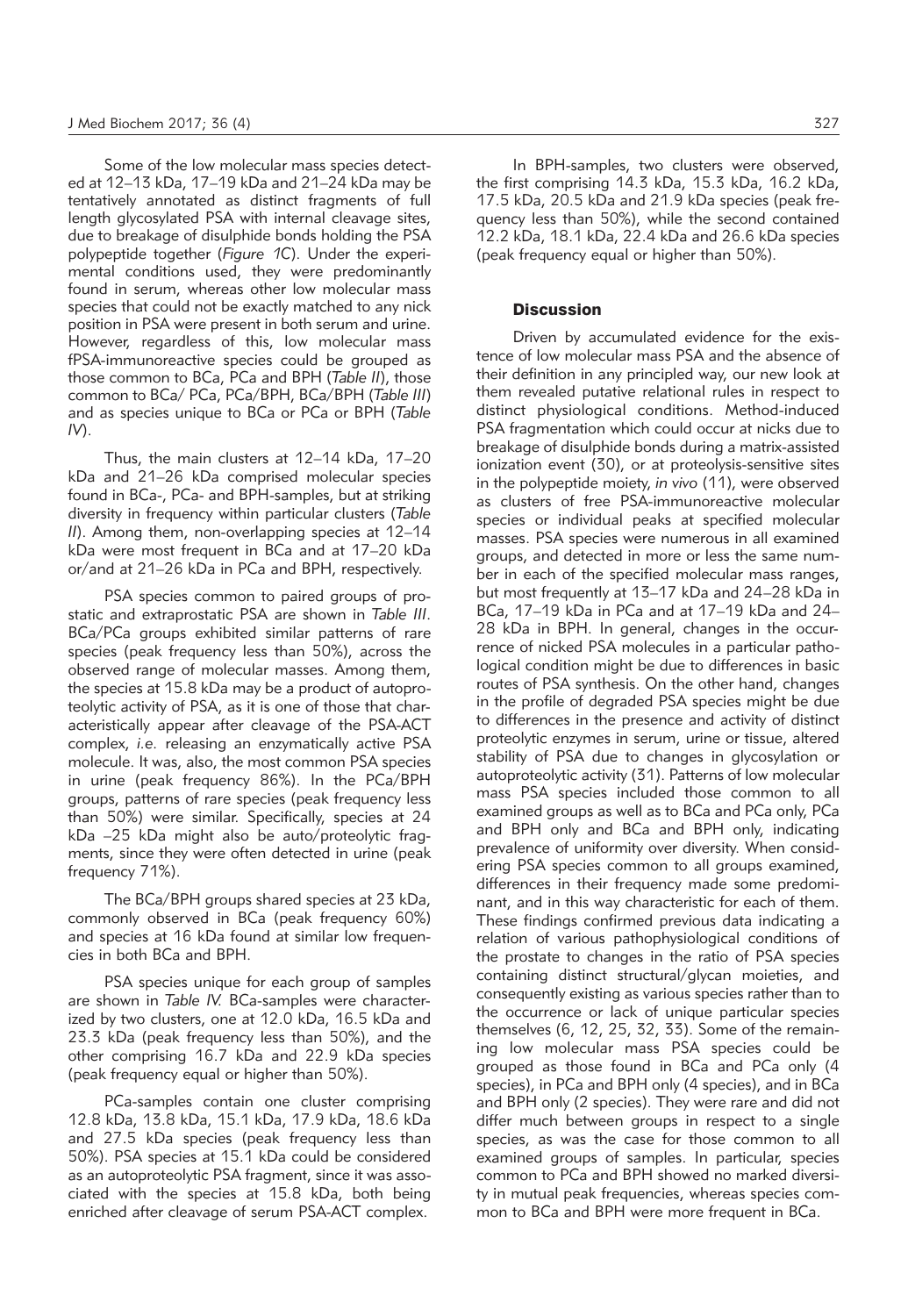Some of the low molecular mass species detected at 12–13 kDa, 17–19 kDa and 21–24 kDa may be tentatively annotated as distinct fragments of full length glycosylated PSA with internal cleavage sites, due to breakage of disulphide bonds holding the PSA polypeptide together (*Figure 1C*). Under the experimental conditions used, they were predominantly found in serum, whereas other low molecular mass species that could not be exactly matched to any nick position in PSA were present in both serum and urine. However, regardless of this, low molecular mass fPSA-immunoreactive species could be grouped as those common to BCa, PCa and BPH (*Table II*), those common to BCa/ PCa, PCa/BPH, BCa/BPH (*Table III*) and as species unique to BCa or PCa or BPH (*Table IV*).

Thus, the main clusters at 12–14 kDa, 17–20 kDa and 21–26 kDa comprised molecular species found in BCa-, PCa- and BPH-samples, but at striking diversity in frequency within particular clusters (*Table II*). Among them, non-overlapping species at 12–14 kDa were most frequent in BCa and at 17–20 kDa or/and at 21–26 kDa in PCa and BPH, respectively.

PSA species common to paired groups of prostatic and extraprostatic PSA are shown in *Table III*. BCa/PCa groups exhibited similar patterns of rare species (peak frequency less than 50%), across the observed range of molecular masses. Among them, the species at 15.8 kDa may be a product of autoproteolytic activity of PSA, as it is one of those that characteristically appear after cleavage of the PSA-ACT complex, *i.e.* releasing an enzymatically active PSA molecule. It was, also, the most common PSA species in urine (peak frequency 86%). In the PCa/BPH groups, patterns of rare species (peak frequency less than 50%) were similar. Specifically, species at 24 kDa –25 kDa might also be auto/proteolytic fragments, since they were often detected in urine (peak frequency 71%).

The BCa/BPH groups shared species at 23 kDa, commonly observed in BCa (peak frequency 60%) and species at 16 kDa found at similar low frequencies in both BCa and BPH.

PSA species unique for each group of samples are shown in *Table IV.* BCa-samples were characterized by two clusters, one at 12.0 kDa, 16.5 kDa and 23.3 kDa (peak frequency less than 50%), and the other comprising 16.7 kDa and 22.9 kDa species (peak frequency equal or higher than 50%).

PCa-samples contain one cluster comprising 12.8 kDa, 13.8 kDa, 15.1 kDa, 17.9 kDa, 18.6 kDa and 27.5 kDa species (peak frequency less than 50%). PSA species at 15.1 kDa could be considered as an autoproteolytic PSA fragment, since it was associated with the species at 15.8 kDa, both being enriched after cleavage of serum PSA-ACT complex.

In BPH-samples, two clusters were observed, the first comprising 14.3 kDa, 15.3 kDa, 16.2 kDa, 17.5 kDa, 20.5 kDa and 21.9 kDa species (peak frequency less than 50%), while the second contained 12.2 kDa, 18.1 kDa, 22.4 kDa and 26.6 kDa species (peak frequency equal or higher than 50%).

## Discussion

Driven by accumulated evidence for the existence of low molecular mass PSA and the absence of their definition in any principled way, our new look at them revealed putative relational rules in respect to distinct physiological conditions. Method-induced PSA fragmentation which could occur at nicks due to breakage of disulphide bonds during a matrix-assisted ionization event (30), or at proteolysis-sensitive sites in the polypeptide moiety, *in vivo* (11), were observed as clusters of free PSA-immunoreactive molecular species or individual peaks at specified molecular masses. PSA species were numerous in all examined groups, and detected in more or less the same number in each of the specified molecular mass ranges, but most frequently at 13–17 kDa and 24–28 kDa in BCa, 17–19 kDa in PCa and at 17–19 kDa and 24–28 kDa in BPH. In general, changes in the occurrence of nicked PSA molecules in a particular pathological condition might be due to differences in basic routes of PSA synthesis. On the other hand, changes in the profile of degraded PSA species might be due to differences in the presence and activity of distinct proteolytic enzymes in serum, urine or tissue, altered stability of PSA due to changes in glycosylation or autoproteolytic activity (31). Patterns of low molecular mass PSA species included those common to all examined groups as well as to BCa and PCa only, PCa and BPH only and BCa and BPH only, indicating prevalence of uniformity over diversity. When considering PSA species common to all groups examined, differences in their frequency made some predominant, and in this way characteristic for each of them. These findings confirmed previous data indicating a relation of various pathophysiological conditions of the prostate to changes in the ratio of PSA species containing distinct structural/glycan moieties, and consequently existing as various species rather than to the occurrence or lack of unique particular species themselves (6, 12, 25, 32, 33). Some of the remaining low molecular mass PSA species could be grouped as those found in BCa and PCa only (4 species), in PCa and BPH only (4 species), and in BCa and BPH only (2 species). They were rare and did not differ much between groups in respect to a single species, as was the case for those common to all examined groups of samples. In particular, species common to PCa and BPH showed no marked diversity in mutual peak frequencies, whereas species common to BCa and BPH were more frequent in BCa.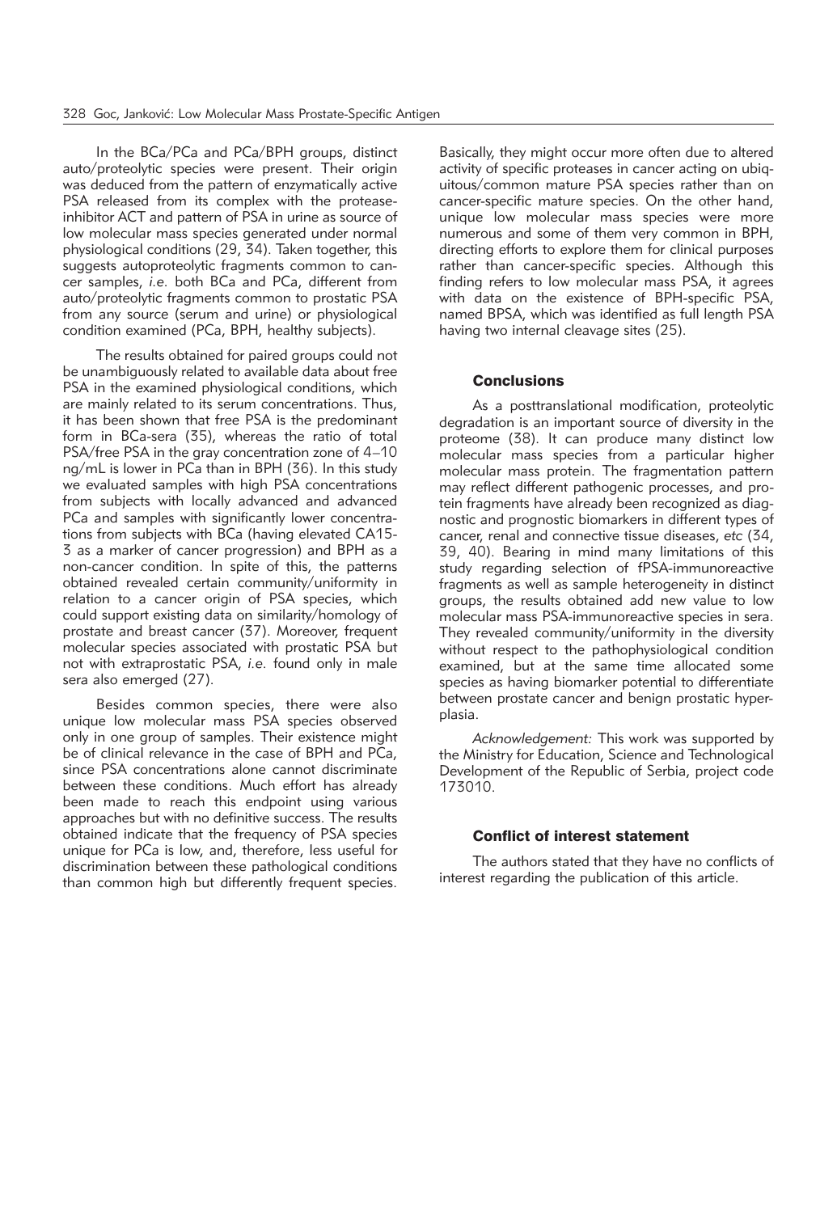In the BCa/PCa and PCa/BPH groups, distinct auto/proteolytic species were present. Their origin was deduced from the pattern of enzymatically active PSA released from its complex with the protease-inhibitor ACT and pattern of PSA in urine as source of low molecular mass species generated under normal physiological conditions (29, 34). Taken together, this suggests autoproteolytic fragments common to cancer samples, *i.e.* both BCa and PCa, different from auto/proteolytic fragments common to prostatic PSA from any source (serum and urine) or physiological condition examined (PCa, BPH, healthy subjects).

The results obtained for paired groups could not be unambiguously related to available data about free PSA in the examined physiological conditions, which are mainly related to its serum concentrations. Thus, it has been shown that free PSA is the predominant form in BCa-sera (35), whereas the ratio of total PSA/free PSA in the gray concentration zone of 4–10 ng/mL is lower in PCa than in BPH (36). In this study we evaluated samples with high PSA concentrations from subjects with locally advanced and advanced PCa and samples with significantly lower concentrations from subjects with BCa (having elevated CA15-3 as a marker of cancer progression) and BPH as a non-cancer condition. In spite of this, the patterns obtained revealed certain community/uniformity in relation to a cancer origin of PSA species, which could support existing data on similarity/homology of prostate and breast cancer (37). Moreover, frequent molecular species associated with prostatic PSA but not with extraprostatic PSA, *i.e.* found only in male sera also emerged (27).

Besides common species, there were also unique low molecular mass PSA species observed only in one group of samples. Their existence might be of clinical relevance in the case of BPH and PCa, since PSA concentrations alone cannot discriminate between these conditions. Much effort has already been made to reach this endpoint using various approaches but with no definitive success. The results obtained indicate that the frequency of PSA species unique for PCa is low, and, therefore, less useful for discrimination between these pathological conditions than common high but differently frequent species. Basically, they might occur more often due to altered activity of specific proteases in cancer acting on ubiquitous/common mature PSA species rather than on cancer-specific mature species. On the other hand, unique low molecular mass species were more numerous and some of them very common in BPH, directing efforts to explore them for clinical purposes rather than cancer-specific species. Although this finding refers to low molecular mass PSA, it agrees with data on the existence of BPH-specific PSA, named BPSA, which was identified as full length PSA having two internal cleavage sites (25).

## Conclusions

As a posttranslational modification, proteolytic degradation is an important source of diversity in the proteome (38). It can produce many distinct low molecular mass species from a particular higher molecular mass protein. The fragmentation pattern may reflect different pathogenic processes, and protein fragments have already been recognized as diagnostic and prognostic biomarkers in different types of cancer, renal and connective tissue diseases, *etc* (34, 39, 40). Bearing in mind many limitations of this study regarding selection of fPSA-immunoreactive fragments as well as sample heterogeneity in distinct groups, the results obtained add new value to low molecular mass PSA-immunoreactive species in sera. They revealed community/uniformity in the diversity without respect to the pathophysiological condition examined, but at the same time allocated some species as having biomarker potential to differentiate between prostate cancer and benign prostatic hyperplasia.

*Acknowledgement:* This work was supported by the Ministry for Education, Science and Technological Development of the Republic of Serbia, project code 173010.

## Conflict of interest statement

The authors stated that they have no conflicts of interest regarding the publication of this article.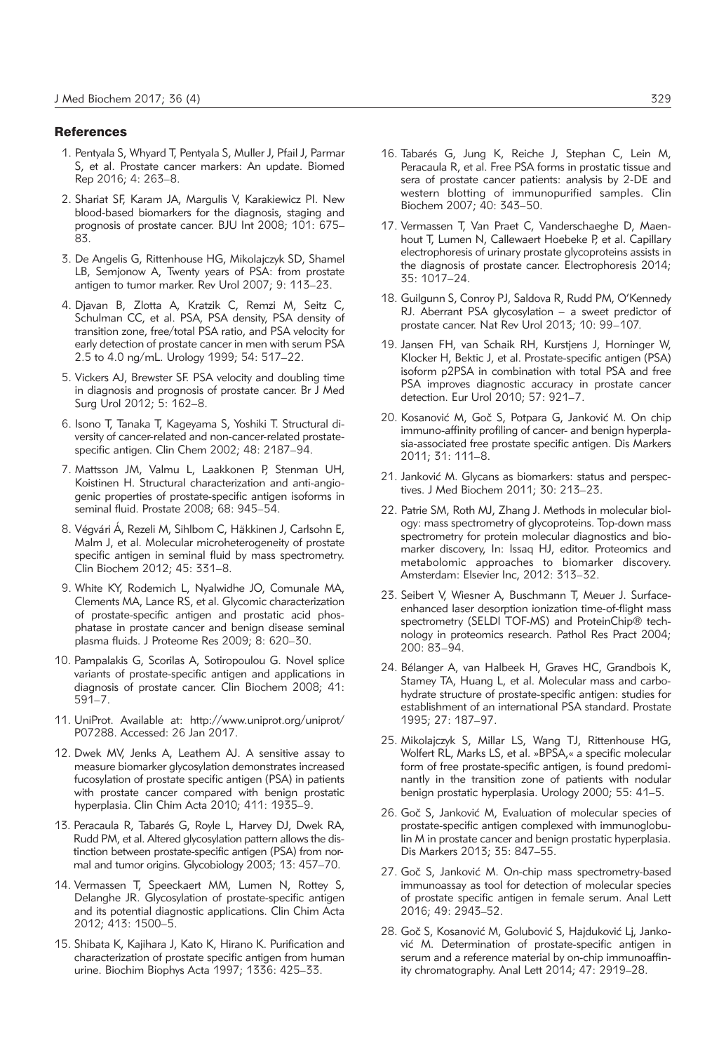## References

1. Pentyala S, Whyard T, Pentyala S, Muller J, Pfail J, Parmar S, et al. Prostate cancer markers: An update. Biomed Rep 2016; 4: 263–8.
2. Shariat SF, Karam JA, Margulis V, Karakiewicz PI. New blood-based biomarkers for the diagnosis, staging and prognosis of prostate cancer. BJU Int 2008; 101: 675–83.
3. De Angelis G, Rittenhouse HG, Mikolajczyk SD, Shamel LB, Semjonow A, Twenty years of PSA: from prostate antigen to tumor marker. Rev Urol 2007; 9: 113–23.
4. Djavan B, Zlotta A, Kratzik C, Remzi M, Seitz C, Schulman CC, et al. PSA, PSA density, PSA density of transition zone, free/total PSA ratio, and PSA velocity for early detection of prostate cancer in men with serum PSA 2.5 to 4.0 ng/mL. Urology 1999; 54: 517–22.
5. Vickers AJ, Brewster SF. PSA velocity and doubling time in diagnosis and prognosis of prostate cancer. Br J Med Surg Urol 2012; 5: 162–8.
6. Isono T, Tanaka T, Kageyama S, Yoshiki T. Structural diversity of cancer-related and non-cancer-related prostate-specific antigen. Clin Chem 2002; 48: 2187–94.
7. Mattsson JM, Valmu L, Laakkonen P, Stenman UH, Koistinen H. Structural characterization and anti-angiogenic properties of prostate-specific antigen isoforms in seminal fluid. Prostate 2008; 68: 945–54.
8. Végvári Á, Rezeli M, Sihlbom C, Häkkinen J, Carlsohn E, Malm J, et al. Molecular microheterogeneity of prostate specific antigen in seminal fluid by mass spectrometry. Clin Biochem 2012; 45: 331–8.
9. White KY, Rodemich L, Nyalwidhe JO, Comunale MA, Clements MA, Lance RS, et al. Glycomic characterization of prostate-specific antigen and prostatic acid phosphatase in prostate cancer and benign disease seminal plasma fluids. J Proteome Res 2009; 8: 620–30.
10. Pampalakis G, Scorilas A, Sotiropoulou G. Novel splice variants of prostate-specific antigen and applications in diagnosis of prostate cancer. Clin Biochem 2008; 41: 591–7.
11. UniProt. Available at: http://www.uniprot.org/uniprot/P07288. Accessed: 26 Jan 2017.
12. Dwek MV, Jenks A, Leathem AJ. A sensitive assay to measure biomarker glycosylation demonstrates increased fucosylation of prostate specific antigen (PSA) in patients with prostate cancer compared with benign prostatic hyperplasia. Clin Chim Acta 2010; 411: 1935–9.
13. Peracaula R, Tabarés G, Royle L, Harvey DJ, Dwek RA, Rudd PM, et al. Altered glycosylation pattern allows the distinction between prostate-specific antigen (PSA) from normal and tumor origins. Glycobiology 2003; 13: 457–70.
14. Vermassen T, Speeckaert MM, Lumen N, Rottey S, Delanghe JR. Glycosylation of prostate-specific antigen and its potential diagnostic applications. Clin Chim Acta 2012; 413: 1500–5.
15. Shibata K, Kajihara J, Kato K, Hirano K. Purification and characterization of prostate specific antigen from human urine. Biochim Biophys Acta 1997; 1336: 425–33.
16. Tabarés G, Jung K, Reiche J, Stephan C, Lein M, Peracaula R, et al. Free PSA forms in prostatic tissue and sera of prostate cancer patients: analysis by 2-DE and western blotting of immunopurified samples. Clin Biochem 2007; 40: 343–50.
17. Vermassen T, Van Praet C, Vanderschaeghe D, Maenhout T, Lumen N, Callewaert Hoebeke P, et al. Capillary electrophoresis of urinary prostate glycoproteins assists in the diagnosis of prostate cancer. Electrophoresis 2014; 35: 1017–24.
18. Guilgunn S, Conroy PJ, Saldova R, Rudd PM, O'Kennedy RJ. Aberrant PSA glycosylation – a sweet predictor of prostate cancer. Nat Rev Urol 2013; 10: 99–107.
19. Jansen FH, van Schaik RH, Kurstjens J, Horninger W, Klocker H, Bektic J, et al. Prostate-specific antigen (PSA) isoform p2PSA in combination with total PSA and free PSA improves diagnostic accuracy in prostate cancer detection. Eur Urol 2010; 57: 921–7.
20. Kosanović M, Goč S, Potpara G, Janković M. On chip immuno-affinity profiling of cancer- and benign hyperplasia-associated free prostate specific antigen. Dis Markers 2011; 31: 111–8.
21. Janković M. Glycans as biomarkers: status and perspectives. J Med Biochem 2011; 30: 213–23.
22. Patrie SM, Roth MJ, Zhang J. Methods in molecular biology: mass spectrometry of glycoproteins. Top-down mass spectrometry for protein molecular diagnostics and biomarker discovery, In: Issaq HJ, editor. Proteomics and metabolomic approaches to biomarker discovery. Amsterdam: Elsevier Inc, 2012: 313–32.
23. Seibert V, Wiesner A, Buschmann T, Meuer J. Surface-enhanced laser desorption ionization time-of-flight mass spectrometry (SELDI TOF-MS) and ProteinChip® technology in proteomics research. Pathol Res Pract 2004; 200: 83–94.
24. Bélanger A, van Halbeek H, Graves HC, Grandbois K, Stamey TA, Huang L, et al. Molecular mass and carbohydrate structure of prostate-specific antigen: studies for establishment of an international PSA standard. Prostate 1995; 27: 187–97.
25. Mikolajczyk S, Millar LS, Wang TJ, Rittenhouse HG, Wolfert RL, Marks LS, et al. »BPSA,« a specific molecular form of free prostate-specific antigen, is found predominantly in the transition zone of patients with nodular benign prostatic hyperplasia. Urology 2000; 55: 41–5.
26. Goč S, Janković M, Evaluation of molecular species of prostate-specific antigen complexed with immunoglobulin M in prostate cancer and benign prostatic hyperplasia. Dis Markers 2013; 35: 847–55.
27. Goč S, Janković M. On-chip mass spectrometry-based immunoassay as tool for detection of molecular species of prostate specific antigen in female serum. Anal Lett 2016; 49: 2943–52.
28. Goč S, Kosanović M, Golubović S, Hajduković Lj, Janković M. Determination of prostate-specific antigen in serum and a reference material by on-chip immunoaffinity chromatography. Anal Lett 2014; 47: 2919–28.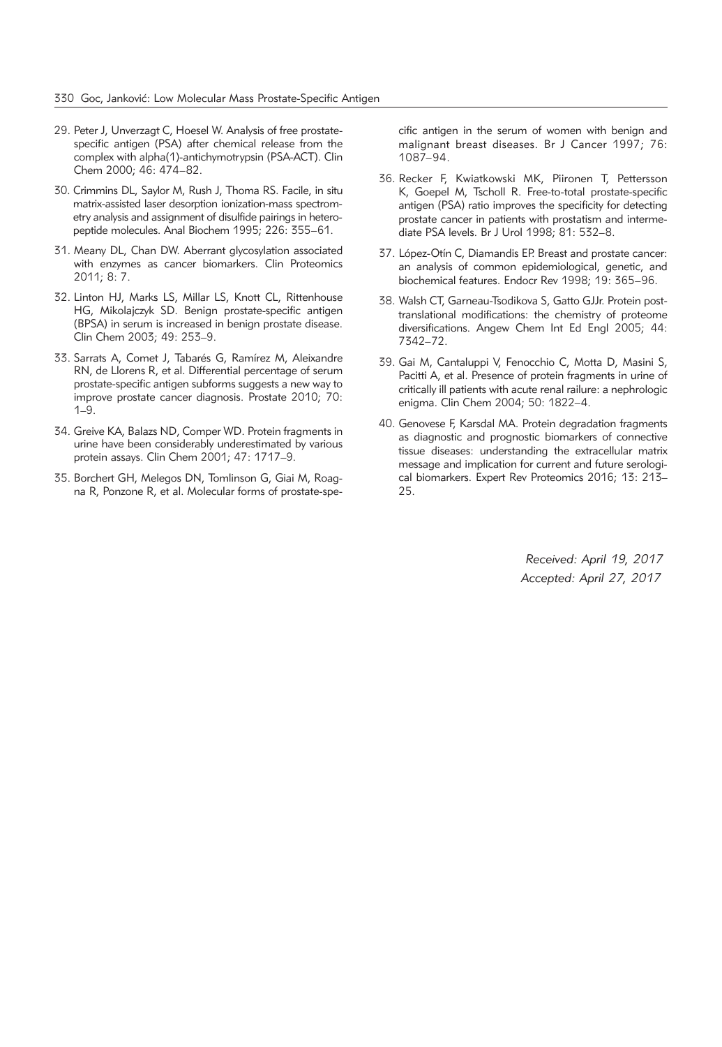29. Peter J, Unverzagt C, Hoesel W. Analysis of free prostate-specific antigen (PSA) after chemical release from the complex with alpha(1)-antichymotrypsin (PSA-ACT). Clin Chem 2000; 46: 474–82.

30. Crimmins DL, Saylor M, Rush J, Thoma RS. Facile, in situ matrix-assisted laser desorption ionization-mass spectrometry analysis and assignment of disulfide pairings in heteropeptide molecules. Anal Biochem 1995; 226: 355–61.

31. Meany DL, Chan DW. Aberrant glycosylation associated with enzymes as cancer biomarkers. Clin Proteomics 2011; 8: 7.

32. Linton HJ, Marks LS, Millar LS, Knott CL, Rittenhouse HG, Mikolajczyk SD. Benign prostate-specific antigen (BPSA) in serum is increased in benign prostate disease. Clin Chem 2003; 49: 253–9.

33. Sarrats A, Comet J, Tabarés G, Ramírez M, Aleixandre RN, de Llorens R, et al. Differential percentage of serum prostate-specific antigen subforms suggests a new way to improve prostate cancer diagnosis. Prostate 2010; 70: 1–9.

34. Greive KA, Balazs ND, Comper WD. Protein fragments in urine have been considerably underestimated by various protein assays. Clin Chem 2001; 47: 1717–9.

35. Borchert GH, Melegos DN, Tomlinson G, Giai M, Roagna R, Ponzone R, et al. Molecular forms of prostate-specific antigen in the serum of women with benign and malignant breast diseases. Br J Cancer 1997; 76: 1087–94.

36. Recker F, Kwiatkowski MK, Piironen T, Pettersson K, Goepel M, Tscholl R. Free-to-total prostate-specific antigen (PSA) ratio improves the specificity for detecting prostate cancer in patients with prostatism and intermediate PSA levels. Br J Urol 1998; 81: 532–8.

37. López-Otín C, Diamandis EP. Breast and prostate cancer: an analysis of common epidemiological, genetic, and biochemical features. Endocr Rev 1998; 19: 365–96.

38. Walsh CT, Garneau-Tsodikova S, Gatto GJJr. Protein posttranslational modifications: the chemistry of proteome diversifications. Angew Chem Int Ed Engl 2005; 44: 7342–72.

39. Gai M, Cantaluppi V, Fenocchio C, Motta D, Masini S, Pacitti A, et al. Presence of protein fragments in urine of critically ill patients with acute renal railure: a nephrologic enigma. Clin Chem 2004; 50: 1822–4.

40. Genovese F, Karsdal MA. Protein degradation fragments as diagnostic and prognostic biomarkers of connective tissue diseases: understanding the extracellular matrix message and implication for current and future serological biomarkers. Expert Rev Proteomics 2016; 13: 213–25.

*Received: April 19, 2017*
*Accepted: April 27, 2017*